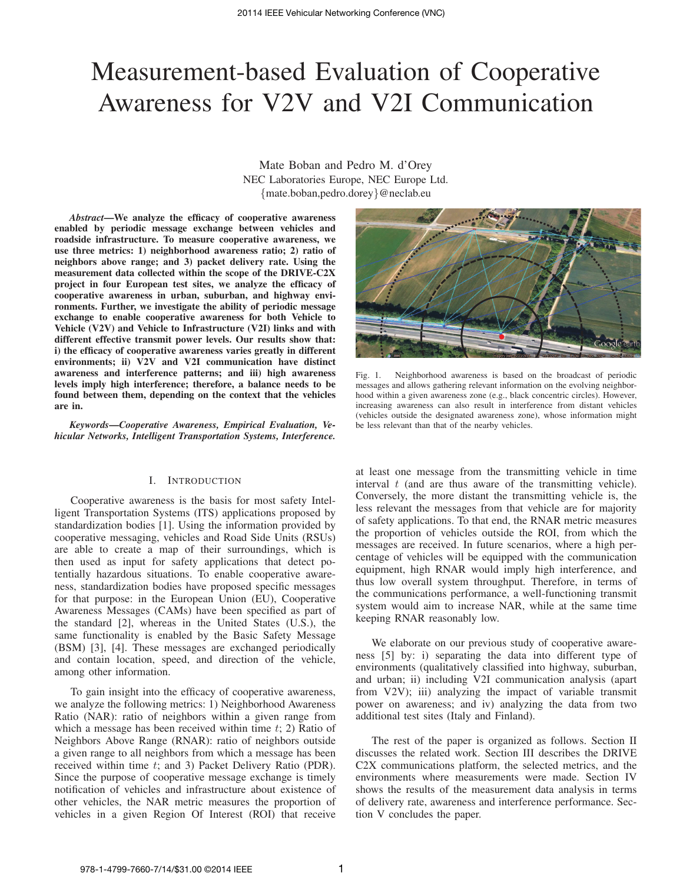# Measurement-based Evaluation of Cooperative Awareness for V2V and V2I Communication

Mate Boban and Pedro M. d'Orey
NEC Laboratories Europe, NEC Europe Ltd.
{mate.boban,pedro.dorey}@neclab.eu

***Abstract*—We analyze the efficacy of cooperative awareness enabled by periodic message exchange between vehicles and roadside infrastructure. To measure cooperative awareness, we use three metrics: 1) neighborhood awareness ratio; 2) ratio of neighbors above range; and 3) packet delivery rate. Using the measurement data collected within the scope of the DRIVE-C2X project in four European test sites, we analyze the efficacy of cooperative awareness in urban, suburban, and highway environments. Further, we investigate the ability of periodic message exchange to enable cooperative awareness for both Vehicle to Vehicle (V2V) and Vehicle to Infrastructure (V2I) links and with different effective transmit power levels. Our results show that: i) the efficacy of cooperative awareness varies greatly in different environments; ii) V2V and V2I communication have distinct awareness and interference patterns; and iii) high awareness levels imply high interference; therefore, a balance needs to be found between them, depending on the context that the vehicles are in.**

***Keywords*—*Cooperative Awareness, Empirical Evaluation, Vehicular Networks, Intelligent Transportation Systems, Interference.***

Fig. 1. Neighborhood awareness is based on the broadcast of periodic messages and allows gathering relevant information on the evolving neighborhood within a given awareness zone (e.g., black concentric circles). However, increasing awareness can also result in interference from distant vehicles (vehicles outside the designated awareness zone), whose information might be less relevant than that of the nearby vehicles.

## I. Introduction

Cooperative awareness is the basis for most safety Intelligent Transportation Systems (ITS) applications proposed by standardization bodies [1]. Using the information provided by cooperative messaging, vehicles and Road Side Units (RSUs) are able to create a map of their surroundings, which is then used as input for safety applications that detect potentially hazardous situations. To enable cooperative awareness, standardization bodies have proposed specific messages for that purpose: in the European Union (EU), Cooperative Awareness Messages (CAMs) have been specified as part of the standard [2], whereas in the United States (U.S.), the same functionality is enabled by the Basic Safety Message (BSM) [3], [4]. These messages are exchanged periodically and contain location, speed, and direction of the vehicle, among other information.

To gain insight into the efficacy of cooperative awareness, we analyze the following metrics: 1) Neighborhood Awareness Ratio (NAR): ratio of neighbors within a given range from which a message has been received within time $t$; 2) Ratio of Neighbors Above Range (RNAR): ratio of neighbors outside a given range to all neighbors from which a message has been received within time $t$; and 3) Packet Delivery Ratio (PDR). Since the purpose of cooperative message exchange is timely notification of vehicles and infrastructure about existence of other vehicles, the NAR metric measures the proportion of vehicles in a given Region Of Interest (ROI) that receive at least one message from the transmitting vehicle in time interval $t$ (and are thus aware of the transmitting vehicle). Conversely, the more distant the transmitting vehicle is, the less relevant the messages from that vehicle are for majority of safety applications. To that end, the RNAR metric measures the proportion of vehicles outside the ROI, from which the messages are received. In future scenarios, where a high percentage of vehicles will be equipped with the communication equipment, high RNAR would imply high interference, and thus low overall system throughput. Therefore, in terms of the communications performance, a well-functioning transmit system would aim to increase NAR, while at the same time keeping RNAR reasonably low.

We elaborate on our previous study of cooperative awareness [5] by: i) separating the data into different type of environments (qualitatively classified into highway, suburban, and urban; ii) including V2I communication analysis (apart from V2V); iii) analyzing the impact of variable transmit power on awareness; and iv) analyzing the data from two additional test sites (Italy and Finland).

The rest of the paper is organized as follows. Section II discusses the related work. Section III describes the DRIVE C2X communications platform, the selected metrics, and the environments where measurements were made. Section IV shows the results of the measurement data analysis in terms of delivery rate, awareness and interference performance. Section V concludes the paper.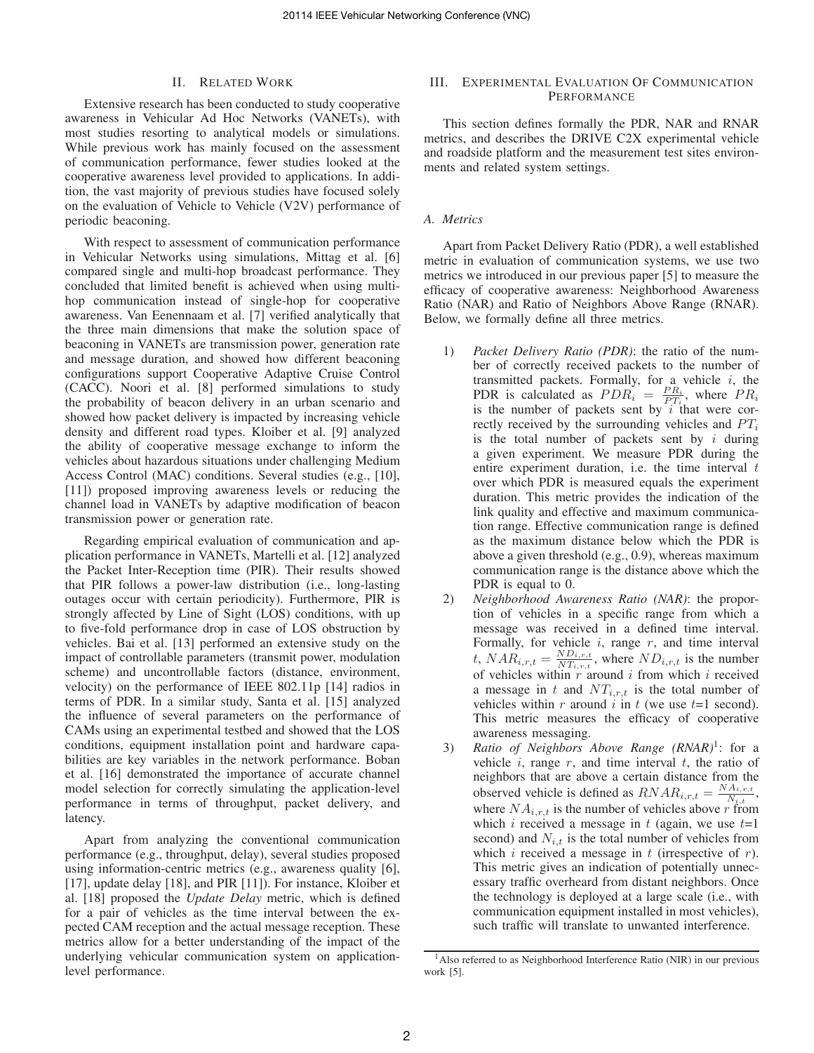## II. Related Work

Extensive research has been conducted to study cooperative awareness in Vehicular Ad Hoc Networks (VANETs), with most studies resorting to analytical models or simulations. While previous work has mainly focused on the assessment of communication performance, fewer studies looked at the cooperative awareness level provided to applications. In addition, the vast majority of previous studies have focused solely on the evaluation of Vehicle to Vehicle (V2V) performance of periodic beaconing.

With respect to assessment of communication performance in Vehicular Networks using simulations, Mittag et al. [6] compared single and multi-hop broadcast performance. They concluded that limited benefit is achieved when using multi-hop communication instead of single-hop for cooperative awareness. Van Eenennaam et al. [7] verified analytically that the three main dimensions that make the solution space of beaconing in VANETs are transmission power, generation rate and message duration, and showed how different beaconing configurations support Cooperative Adaptive Cruise Control (CACC). Noori et al. [8] performed simulations to study the probability of beacon delivery in an urban scenario and showed how packet delivery is impacted by increasing vehicle density and different road types. Kloiber et al. [9] analyzed the ability of cooperative message exchange to inform the vehicles about hazardous situations under challenging Medium Access Control (MAC) conditions. Several studies (e.g., [10], [11]) proposed improving awareness levels or reducing the channel load in VANETs by adaptive modification of beacon transmission power or generation rate.

Regarding empirical evaluation of communication and application performance in VANETs, Martelli et al. [12] analyzed the Packet Inter-Reception time (PIR). Their results showed that PIR follows a power-law distribution (i.e., long-lasting outages occur with certain periodicity). Furthermore, PIR is strongly affected by Line of Sight (LOS) conditions, with up to five-fold performance drop in case of LOS obstruction by vehicles. Bai et al. [13] performed an extensive study on the impact of controllable parameters (transmit power, modulation scheme) and uncontrollable factors (distance, environment, velocity) on the performance of IEEE 802.11p [14] radios in terms of PDR. In a similar study, Santa et al. [15] analyzed the influence of several parameters on the performance of CAMs using an experimental testbed and showed that the LOS conditions, equipment installation point and hardware capabilities are key variables in the network performance. Boban et al. [16] demonstrated the importance of accurate channel model selection for correctly simulating the application-level performance in terms of throughput, packet delivery, and latency.

Apart from analyzing the conventional communication performance (e.g., throughput, delay), several studies proposed using information-centric metrics (e.g., awareness quality [6], [17], update delay [18], and PIR [11]). For instance, Kloiber et al. [18] proposed the *Update Delay* metric, which is defined for a pair of vehicles as the time interval between the expected CAM reception and the actual message reception. These metrics allow for a better understanding of the impact of the underlying vehicular communication system on application-level performance.

## III. Experimental Evaluation Of Communication Performance

This section defines formally the PDR, NAR and RNAR metrics, and describes the DRIVE C2X experimental vehicle and roadside platform and the measurement test sites environments and related system settings.

### A. Metrics

Apart from Packet Delivery Ratio (PDR), a well established metric in evaluation of communication systems, we use two metrics we introduced in our previous paper [5] to measure the efficacy of cooperative awareness: Neighborhood Awareness Ratio (NAR) and Ratio of Neighbors Above Range (RNAR). Below, we formally define all three metrics.

1) *Packet Delivery Ratio (PDR)*: the ratio of the number of correctly received packets to the number of transmitted packets. Formally, for a vehicle $i$, the PDR is calculated as $PDR_i = \frac{PR_i}{PT_i}$, where $PR_i$ is the number of packets sent by $i$ that were correctly received by the surrounding vehicles and $PT_i$ is the total number of packets sent by $i$ during a given experiment. We measure PDR during the entire experiment duration, i.e. the time interval $t$ over which PDR is measured equals the experiment duration. This metric provides the indication of the link quality and effective and maximum communication range. Effective communication range is defined as the maximum distance below which the PDR is above a given threshold (e.g., 0.9), whereas maximum communication range is the distance above which the PDR is equal to 0.
2) *Neighborhood Awareness Ratio (NAR)*: the proportion of vehicles in a specific range from which a message was received in a defined time interval. Formally, for vehicle $i$, range $r$, and time interval $t$, $NAR_{i,r,t} = \frac{ND_{i,r,t}}{NT_{i,r,t}}$, where $ND_{i,r,t}$ is the number of vehicles within $r$ around $i$ from which $i$ received a message in $t$ and $NT_{i,r,t}$ is the total number of vehicles within $r$ around $i$ in $t$ (we use $t$=1 second). This metric measures the efficacy of cooperative awareness messaging.
3) *Ratio of Neighbors Above Range (RNAR)*[1]: for a vehicle $i$, range $r$, and time interval $t$, the ratio of neighbors that are above a certain distance from the observed vehicle is defined as $RNAR_{i,r,t} = \frac{NA_{i,r,t}}{N_{i,t}}$, where $NA_{i,r,t}$ is the number of vehicles above $r$ from which $i$ received a message in $t$ (again, we use $t$=1 second) and $N_{i,t}$ is the total number of vehicles from which $i$ received a message in $t$ (irrespective of $r$). This metric gives an indication of potentially unnecessary traffic overheard from distant neighbors. Once the technology is deployed at a large scale (i.e., with communication equipment installed in most vehicles), such traffic will translate to unwanted interference.

[1] Also referred to as Neighborhood Interference Ratio (NIR) in our previous work [5].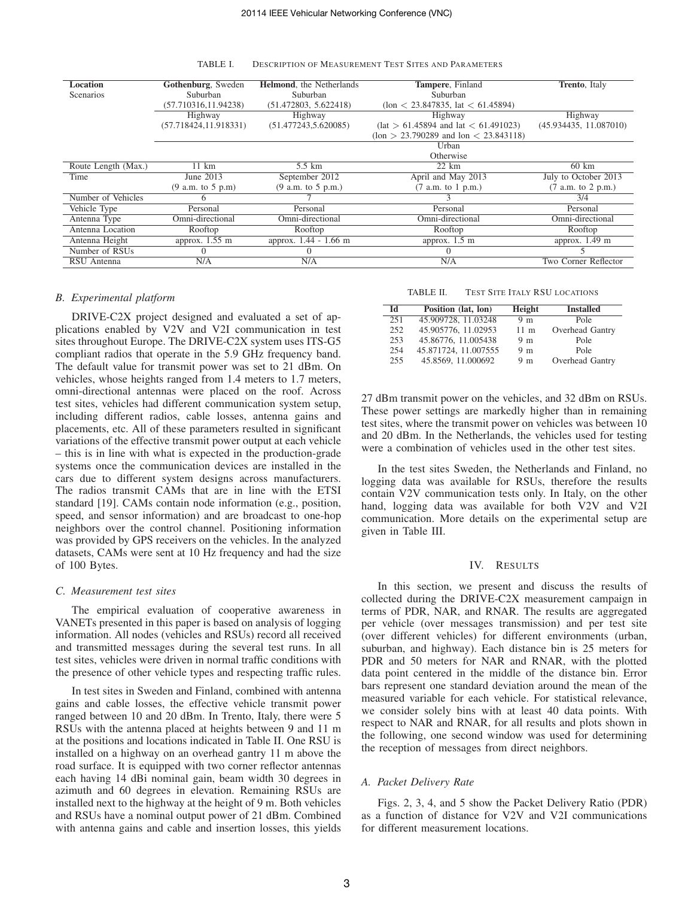TABLE I. DESCRIPTION OF MEASUREMENT TEST SITES AND PARAMETERS

| Location | **Gothenburg**, Sweden | **Helmond**, the Netherlands | **Tampere**, Finland | **Trento**, Italy |
|---|---|---|---|---|
| Scenarios | Suburban (57.710316,11.94238) | Suburban (51.472803, 5.622418) | Suburban (lon < 23.847835, lat < 61.45894) | |
| | Highway (57.718424,11.918331) | Highway (51.477243,5.620085) | Highway (lat > 61.45894 and lat < 61.491023) (lon > 23.790289 and lon < 23.843118) | Highway (45.934435, 11.087010) |
| | | | Urban Otherwise | |
| Route Length (Max.) | 11 km | 5.5 km | 22 km | 60 km |
| Time | June 2013 (9 a.m. to 5 p.m) | September 2012 (9 a.m. to 5 p.m.) | April and May 2013 (7 a.m. to 1 p.m.) | July to October 2013 (7 a.m. to 2 p.m.) |
| Number of Vehicles | 6 | 7 | 3 | 3/4 |
| Vehicle Type | Personal | Personal | Personal | Personal |
| Antenna Type | Omni-directional | Omni-directional | Omni-directional | Omni-directional |
| Antenna Location | Rooftop | Rooftop | Rooftop | Rooftop |
| Antenna Height | approx. 1.55 m | approx. 1.44 - 1.66 m | approx. 1.5 m | approx. 1.49 m |
| Number of RSUs | 0 | 0 | 0 | 5 |
| RSU Antenna | N/A | N/A | N/A | Two Corner Reflector |

### B. Experimental platform

DRIVE-C2X project designed and evaluated a set of applications enabled by V2V and V2I communication in test sites throughout Europe. The DRIVE-C2X system uses ITS-G5 compliant radios that operate in the 5.9 GHz frequency band. The default value for transmit power was set to 21 dBm. On vehicles, whose heights ranged from 1.4 meters to 1.7 meters, omni-directional antennas were placed on the roof. Across test sites, vehicles had different communication system setup, including different radios, cable losses, antenna gains and placements, etc. All of these parameters resulted in significant variations of the effective transmit power output at each vehicle – this is in line with what is expected in the production-grade systems once the communication devices are installed in the cars due to different system designs across manufacturers. The radios transmit CAMs that are in line with the ETSI standard [19]. CAMs contain node information (e.g., position, speed, and sensor information) and are broadcast to one-hop neighbors over the control channel. Positioning information was provided by GPS receivers on the vehicles. In the analyzed datasets, CAMs were sent at 10 Hz frequency and had the size of 100 Bytes.

### C. Measurement test sites

The empirical evaluation of cooperative awareness in VANETs presented in this paper is based on analysis of logging information. All nodes (vehicles and RSUs) record all received and transmitted messages during the several test runs. In all test sites, vehicles were driven in normal traffic conditions with the presence of other vehicle types and respecting traffic rules.

In test sites in Sweden and Finland, combined with antenna gains and cable losses, the effective vehicle transmit power ranged between 10 and 20 dBm. In Trento, Italy, there were 5 RSUs with the antenna placed at heights between 9 and 11 m at the positions and locations indicated in Table II. One RSU is installed on a highway on an overhead gantry 11 m above the road surface. It is equipped with two corner reflector antennas each having 14 dBi nominal gain, beam width 30 degrees in azimuth and 60 degrees in elevation. Remaining RSUs are installed next to the highway at the height of 9 m. Both vehicles and RSUs have a nominal output power of 21 dBm. Combined with antenna gains and cable and insertion losses, this yields 27 dBm transmit power on the vehicles, and 32 dBm on RSUs. These power settings are markedly higher than in remaining test sites, where the transmit power on vehicles was between 10 and 20 dBm. In the Netherlands, the vehicles used for testing were a combination of vehicles used in the other test sites.

TABLE II. TEST SITE ITALY RSU LOCATIONS

| Id | Position (lat, lon) | Height | Installed |
|---|---|---|---|
| 251 | 45.909728, 11.03248 | 9 m | Pole |
| 252 | 45.905776, 11.02953 | 11 m | Overhead Gantry |
| 253 | 45.86776, 11.005438 | 9 m | Pole |
| 254 | 45.871724, 11.007555 | 9 m | Pole |
| 255 | 45.8569, 11.000692 | 9 m | Overhead Gantry |

In the test sites Sweden, the Netherlands and Finland, no logging data was available for RSUs, therefore the results contain V2V communication tests only. In Italy, on the other hand, logging data was available for both V2V and V2I communication. More details on the experimental setup are given in Table III.

## IV. RESULTS

In this section, we present and discuss the results of collected during the DRIVE-C2X measurement campaign in terms of PDR, NAR, and RNAR. The results are aggregated per vehicle (over messages transmission) and per test site (over different vehicles) for different environments (urban, suburban, and highway). Each distance bin is 25 meters for PDR and 50 meters for NAR and RNAR, with the plotted data point centered in the middle of the distance bin. Error bars represent one standard deviation around the mean of the measured variable for each vehicle. For statistical relevance, we consider solely bins with at least 40 data points. With respect to NAR and RNAR, for all results and plots shown in the following, one second window was used for determining the reception of messages from direct neighbors.

### A. Packet Delivery Rate

Figs. 2, 3, 4, and 5 show the Packet Delivery Ratio (PDR) as a function of distance for V2V and V2I communications for different measurement locations.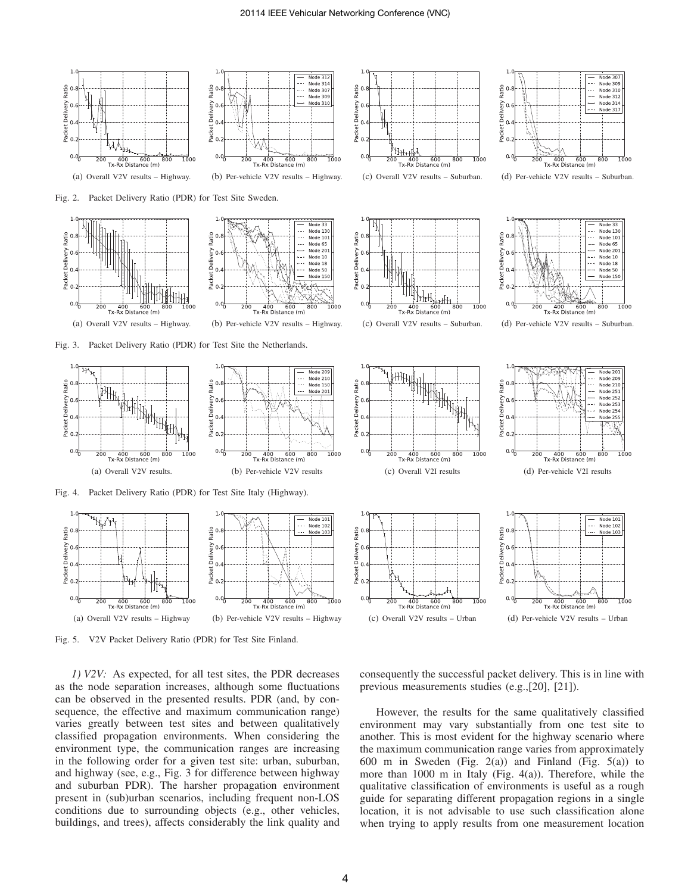(a) Overall V2V results – Highway.

(b) Per-vehicle V2V results – Highway.

(c) Overall V2V results – Suburban.

(d) Per-vehicle V2V results – Suburban.

Fig. 2. Packet Delivery Ratio (PDR) for Test Site Sweden.

(a) Overall V2V results – Highway.

(b) Per-vehicle V2V results – Highway.

(c) Overall V2V results – Suburban.

(d) Per-vehicle V2V results – Suburban.

Fig. 3. Packet Delivery Ratio (PDR) for Test Site the Netherlands.

(a) Overall V2V results.

(b) Per-vehicle V2V results

(c) Overall V2I results

(d) Per-vehicle V2I results

Fig. 4. Packet Delivery Ratio (PDR) for Test Site Italy (Highway).

(a) Overall V2V results – Highway

(b) Per-vehicle V2V results – Highway

(c) Overall V2V results – Urban

(d) Per-vehicle V2V results – Urban

Fig. 5. V2V Packet Delivery Ratio (PDR) for Test Site Finland.

*1) V2V:* As expected, for all test sites, the PDR decreases as the node separation increases, although some fluctuations can be observed in the presented results. PDR (and, by consequence, the effective and maximum communication range) varies greatly between test sites and between qualitatively classified propagation environments. When considering the environment type, the communication ranges are increasing in the following order for a given test site: urban, suburban, and highway (see, e.g., Fig. 3 for difference between highway and suburban PDR). The harsher propagation environment present in (sub)urban scenarios, including frequent non-LOS conditions due to surrounding objects (e.g., other vehicles, buildings, and trees), affects considerably the link quality and consequently the successful packet delivery. This is in line with previous measurements studies (e.g.,[20], [21]).

However, the results for the same qualitatively classified environment may vary substantially from one test site to another. This is most evident for the highway scenario where the maximum communication range varies from approximately 600 m in Sweden (Fig. 2(a)) and Finland (Fig. 5(a)) to more than 1000 m in Italy (Fig. 4(a)). Therefore, while the qualitative classification of environments is useful as a rough guide for separating different propagation regions in a single location, it is not advisable to use such classification alone when trying to apply results from one measurement location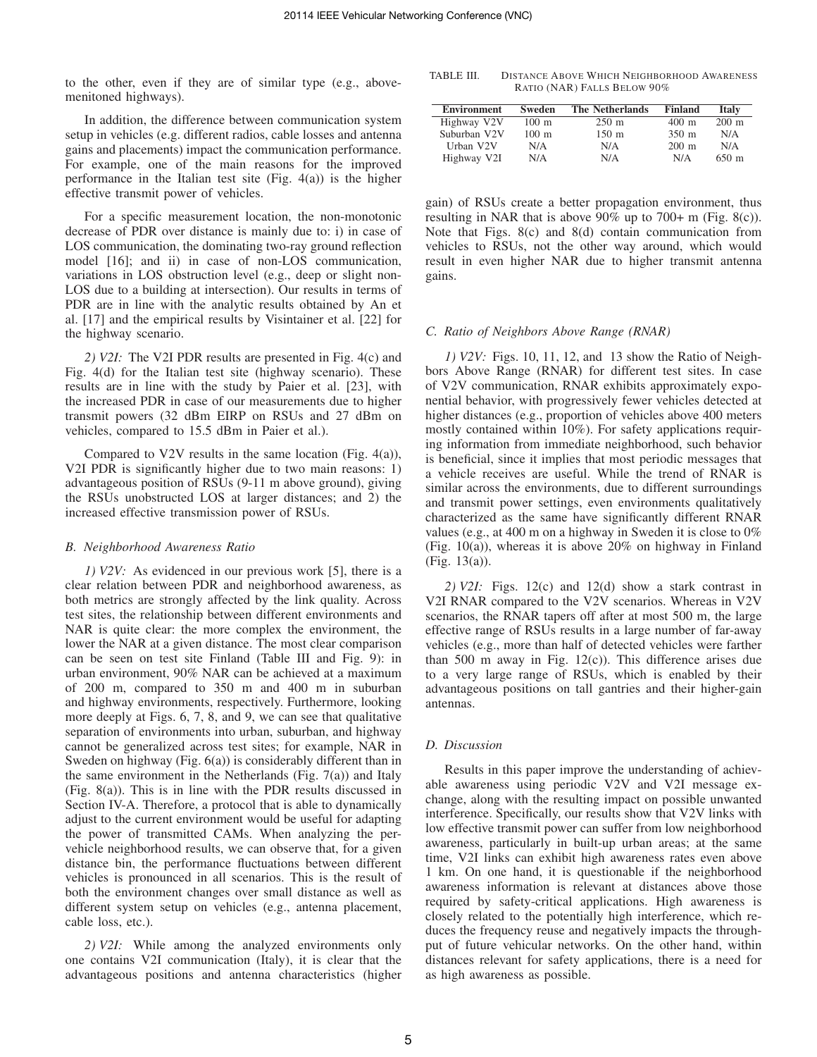to the other, even if they are of similar type (e.g., above-menitoned highways).

In addition, the difference between communication system setup in vehicles (e.g. different radios, cable losses and antenna gains and placements) impact the communication performance. For example, one of the main reasons for the improved performance in the Italian test site (Fig. 4(a)) is the higher effective transmit power of vehicles.

For a specific measurement location, the non-monotonic decrease of PDR over distance is mainly due to: i) in case of LOS communication, the dominating two-ray ground reflection model [16]; and ii) in case of non-LOS communication, variations in LOS obstruction level (e.g., deep or slight non-LOS due to a building at intersection). Our results in terms of PDR are in line with the analytic results obtained by An et al. [17] and the empirical results by Visintainer et al. [22] for the highway scenario.

*2) V2I:* The V2I PDR results are presented in Fig. 4(c) and Fig. 4(d) for the Italian test site (highway scenario). These results are in line with the study by Paier et al. [23], with the increased PDR in case of our measurements due to higher transmit powers (32 dBm EIRP on RSUs and 27 dBm on vehicles, compared to 15.5 dBm in Paier et al.).

Compared to V2V results in the same location (Fig. 4(a)), V2I PDR is significantly higher due to two main reasons: 1) advantageous position of RSUs (9-11 m above ground), giving the RSUs unobstructed LOS at larger distances; and 2) the increased effective transmission power of RSUs.

### B. Neighborhood Awareness Ratio

*1) V2V:* As evidenced in our previous work [5], there is a clear relation between PDR and neighborhood awareness, as both metrics are strongly affected by the link quality. Across test sites, the relationship between different environments and NAR is quite clear: the more complex the environment, the lower the NAR at a given distance. The most clear comparison can be seen on test site Finland (Table III and Fig. 9): in urban environment, 90% NAR can be achieved at a maximum of 200 m, compared to 350 m and 400 m in suburban and highway environments, respectively. Furthermore, looking more deeply at Figs. 6, 7, 8, and 9, we can see that qualitative separation of environments into urban, suburban, and highway cannot be generalized across test sites; for example, NAR in Sweden on highway (Fig. 6(a)) is considerably different than in the same environment in the Netherlands (Fig. 7(a)) and Italy (Fig. 8(a)). This is in line with the PDR results discussed in Section IV-A. Therefore, a protocol that is able to dynamically adjust to the current environment would be useful for adapting the power of transmitted CAMs. When analyzing the per-vehicle neighborhood results, we can observe that, for a given distance bin, the performance fluctuations between different vehicles is pronounced in all scenarios. This is the result of both the environment changes over small distance as well as different system setup on vehicles (e.g., antenna placement, cable loss, etc.).

*2) V2I:* While among the analyzed environments only one contains V2I communication (Italy), it is clear that the advantageous positions and antenna characteristics (higher gain) of RSUs create a better propagation environment, thus resulting in NAR that is above 90% up to 700+ m (Fig. 8(c)). Note that Figs. 8(c) and 8(d) contain communication from vehicles to RSUs, not the other way around, which would result in even higher NAR due to higher transmit antenna gains.

TABLE III. DISTANCE ABOVE WHICH NEIGHBORHOOD AWARENESS RATIO (NAR) FALLS BELOW 90%

| Environment | Sweden | The Netherlands | Finland | Italy |
|---|---|---|---|---|
| Highway V2V | 100 m | 250 m | 400 m | 200 m |
| Suburban V2V | 100 m | 150 m | 350 m | N/A |
| Urban V2V | N/A | N/A | 200 m | N/A |
| Highway V2I | N/A | N/A | N/A | 650 m |

### C. Ratio of Neighbors Above Range (RNAR)

*1) V2V:* Figs. 10, 11, 12, and 13 show the Ratio of Neighbors Above Range (RNAR) for different test sites. In case of V2V communication, RNAR exhibits approximately exponential behavior, with progressively fewer vehicles detected at higher distances (e.g., proportion of vehicles above 400 meters mostly contained within 10%). For safety applications requiring information from immediate neighborhood, such behavior is beneficial, since it implies that most periodic messages that a vehicle receives are useful. While the trend of RNAR is similar across the environments, due to different surroundings and transmit power settings, even environments qualitatively characterized as the same have significantly different RNAR values (e.g., at 400 m on a highway in Sweden it is close to 0% (Fig. 10(a)), whereas it is above 20% on highway in Finland (Fig. 13(a)).

*2) V2I:* Figs. 12(c) and 12(d) show a stark contrast in V2I RNAR compared to the V2V scenarios. Whereas in V2V scenarios, the RNAR tapers off after at most 500 m, the large effective range of RSUs results in a large number of far-away vehicles (e.g., more than half of detected vehicles were farther than 500 m away in Fig. 12(c)). This difference arises due to a very large range of RSUs, which is enabled by their advantageous positions on tall gantries and their higher-gain antennas.

### D. Discussion

Results in this paper improve the understanding of achievable awareness using periodic V2V and V2I message exchange, along with the resulting impact on possible unwanted interference. Specifically, our results show that V2V links with low effective transmit power can suffer from low neighborhood awareness, particularly in built-up urban areas; at the same time, V2I links can exhibit high awareness rates even above 1 km. On one hand, it is questionable if the neighborhood awareness information is relevant at distances above those required by safety-critical applications. High awareness is closely related to the potentially high interference, which reduces the frequency reuse and negatively impacts the throughput of future vehicular networks. On the other hand, within distances relevant for safety applications, there is a need for as high awareness as possible.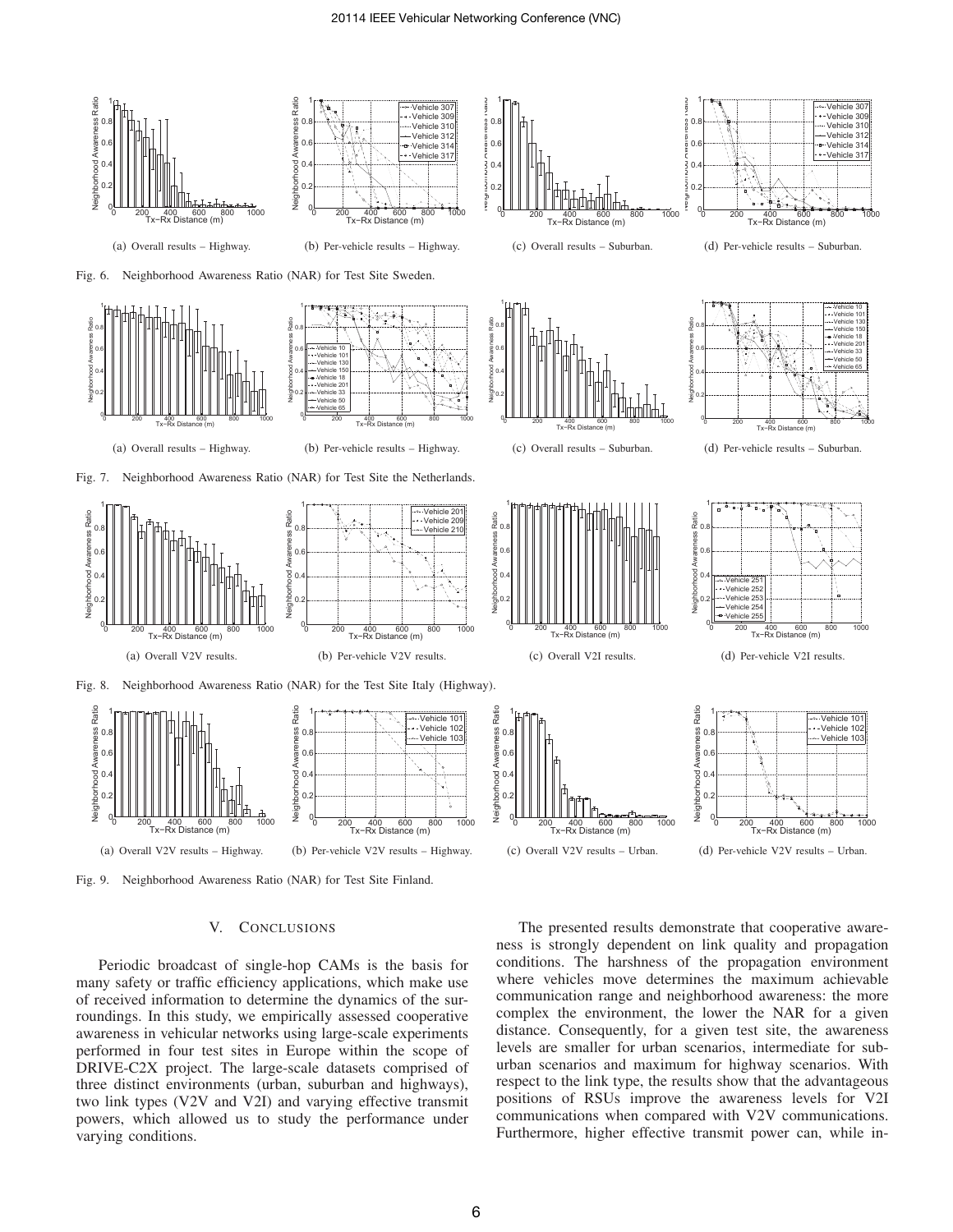(a) Overall results – Highway.

(b) Per-vehicle results – Highway.

(c) Overall results – Suburban.

(d) Per-vehicle results – Suburban.

Fig. 6. Neighborhood Awareness Ratio (NAR) for Test Site Sweden.

(a) Overall results – Highway.

(b) Per-vehicle results – Highway.

(c) Overall results – Suburban.

(d) Per-vehicle results – Suburban.

Fig. 7. Neighborhood Awareness Ratio (NAR) for Test Site the Netherlands.

(a) Overall V2V results.

(b) Per-vehicle V2V results.

(c) Overall V2I results.

(d) Per-vehicle V2I results.

Fig. 8. Neighborhood Awareness Ratio (NAR) for the Test Site Italy (Highway).

(a) Overall V2V results – Highway.

(b) Per-vehicle V2V results – Highway.

(c) Overall V2V results – Urban.

(d) Per-vehicle V2V results – Urban.

Fig. 9. Neighborhood Awareness Ratio (NAR) for Test Site Finland.

## V. Conclusions

Periodic broadcast of single-hop CAMs is the basis for many safety or traffic efficiency applications, which make use of received information to determine the dynamics of the surroundings. In this study, we empirically assessed cooperative awareness in vehicular networks using large-scale experiments performed in four test sites in Europe within the scope of DRIVE-C2X project. The large-scale datasets comprised of three distinct environments (urban, suburban and highways), two link types (V2V and V2I) and varying effective transmit powers, which allowed us to study the performance under varying conditions.

The presented results demonstrate that cooperative awareness is strongly dependent on link quality and propagation conditions. The harshness of the propagation environment where vehicles move determines the maximum achievable communication range and neighborhood awareness: the more complex the environment, the lower the NAR for a given distance. Consequently, for a given test site, the awareness levels are smaller for urban scenarios, intermediate for suburban scenarios and maximum for highway scenarios. With respect to the link type, the results show that the advantageous positions of RSUs improve the awareness levels for V2I communications when compared with V2V communications. Furthermore, higher effective transmit power can, while in-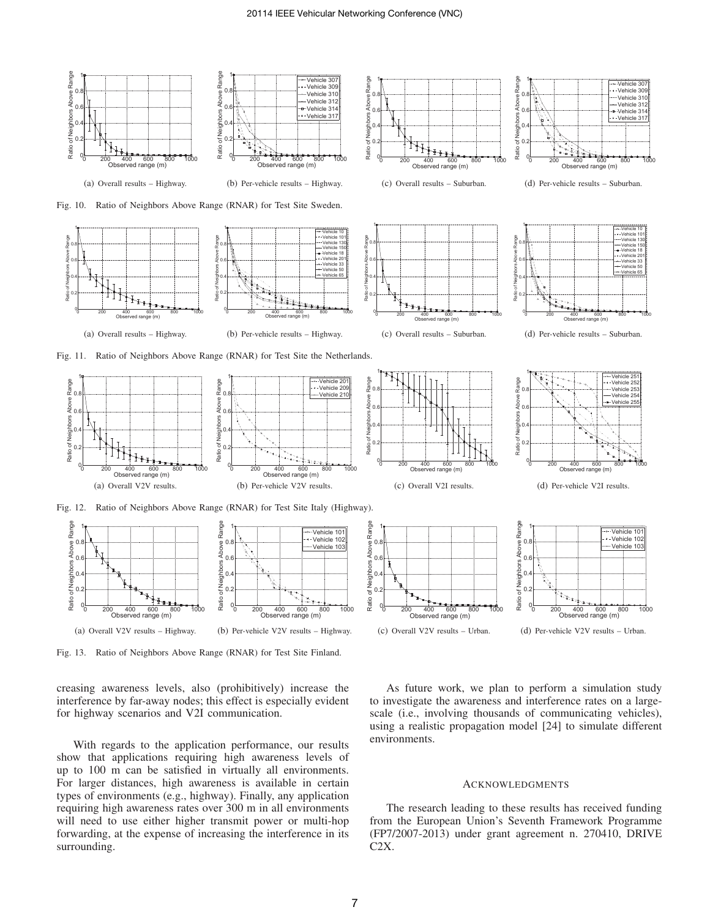(a) Overall results – Highway.

(b) Per-vehicle results – Highway.

(c) Overall results – Suburban.

(d) Per-vehicle results – Suburban.

Fig. 10. Ratio of Neighbors Above Range (RNAR) for Test Site Sweden.

(a) Overall results – Highway.

(b) Per-vehicle results – Highway.

(c) Overall results – Suburban.

(d) Per-vehicle results – Suburban.

Fig. 11. Ratio of Neighbors Above Range (RNAR) for Test Site the Netherlands.

(a) Overall V2V results.

(b) Per-vehicle V2V results.

(c) Overall V2I results.

(d) Per-vehicle V2I results.

Fig. 12. Ratio of Neighbors Above Range (RNAR) for Test Site Italy (Highway).

(a) Overall V2V results – Highway.

(b) Per-vehicle V2V results – Highway.

(c) Overall V2V results – Urban.

(d) Per-vehicle V2V results – Urban.

Fig. 13. Ratio of Neighbors Above Range (RNAR) for Test Site Finland.

creasing awareness levels, also (prohibitively) increase the interference by far-away nodes; this effect is especially evident for highway scenarios and V2I communication.

With regards to the application performance, our results show that applications requiring high awareness levels of up to 100 m can be satisfied in virtually all environments. For larger distances, high awareness is available in certain types of environments (e.g., highway). Finally, any application requiring high awareness rates over 300 m in all environments will need to use either higher transmit power or multi-hop forwarding, at the expense of increasing the interference in its surrounding.

As future work, we plan to perform a simulation study to investigate the awareness and interference rates on a large-scale (i.e., involving thousands of communicating vehicles), using a realistic propagation model [24] to simulate different environments.

## Acknowledgments

The research leading to these results has received funding from the European Union's Seventh Framework Programme (FP7/2007-2013) under grant agreement n. 270410, DRIVE C2X.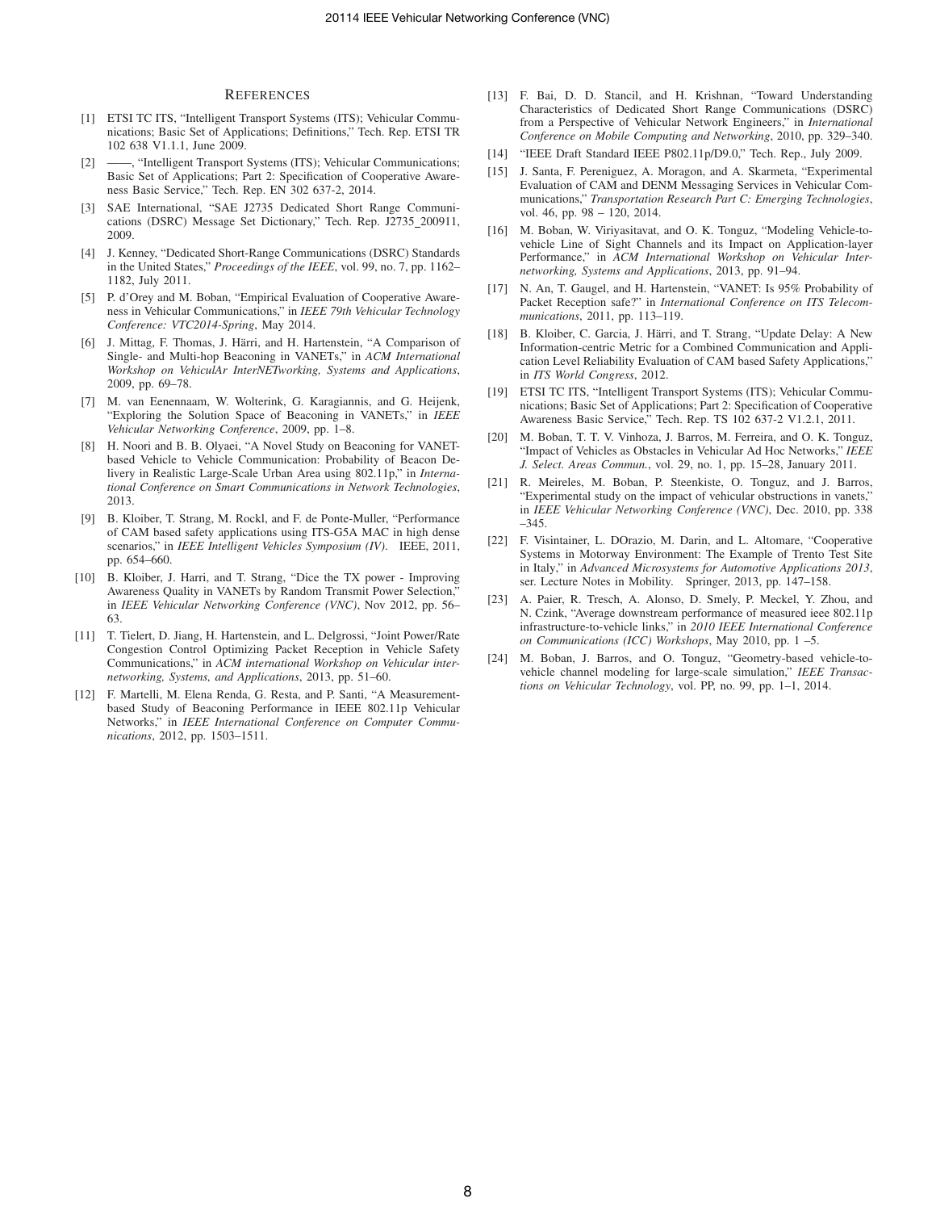## REFERENCES

[1] ETSI TC ITS, "Intelligent Transport Systems (ITS); Vehicular Communications; Basic Set of Applications; Definitions," Tech. Rep. ETSI TR 102 638 V1.1.1, June 2009.

[2] ——, "Intelligent Transport Systems (ITS); Vehicular Communications; Basic Set of Applications; Part 2: Specification of Cooperative Awareness Basic Service," Tech. Rep. EN 302 637-2, 2014.

[3] SAE International, "SAE J2735 Dedicated Short Range Communications (DSRC) Message Set Dictionary," Tech. Rep. J2735_200911, 2009.

[4] J. Kenney, "Dedicated Short-Range Communications (DSRC) Standards in the United States," *Proceedings of the IEEE*, vol. 99, no. 7, pp. 1162–1182, July 2011.

[5] P. d'Orey and M. Boban, "Empirical Evaluation of Cooperative Awareness in Vehicular Communications," in *IEEE 79th Vehicular Technology Conference: VTC2014-Spring*, May 2014.

[6] J. Mittag, F. Thomas, J. Härri, and H. Hartenstein, "A Comparison of Single- and Multi-hop Beaconing in VANETs," in *ACM International Workshop on VehiculAr InterNETworking, Systems and Applications*, 2009, pp. 69–78.

[7] M. van Eenennaam, W. Wolterink, G. Karagiannis, and G. Heijenk, "Exploring the Solution Space of Beaconing in VANETs," in *IEEE Vehicular Networking Conference*, 2009, pp. 1–8.

[8] H. Noori and B. B. Olyaei, "A Novel Study on Beaconing for VANET-based Vehicle to Vehicle Communication: Probability of Beacon Delivery in Realistic Large-Scale Urban Area using 802.11p," in *International Conference on Smart Communications in Network Technologies*, 2013.

[9] B. Kloiber, T. Strang, M. Rockl, and F. de Ponte-Muller, "Performance of CAM based safety applications using ITS-G5A MAC in high dense scenarios," in *IEEE Intelligent Vehicles Symposium (IV)*. IEEE, 2011, pp. 654–660.

[10] B. Kloiber, J. Harri, and T. Strang, "Dice the TX power - Improving Awareness Quality in VANETs by Random Transmit Power Selection," in *IEEE Vehicular Networking Conference (VNC)*, Nov 2012, pp. 56–63.

[11] T. Tielert, D. Jiang, H. Hartenstein, and L. Delgrossi, "Joint Power/Rate Congestion Control Optimizing Packet Reception in Vehicle Safety Communications," in *ACM international Workshop on Vehicular internetworking, Systems, and Applications*, 2013, pp. 51–60.

[12] F. Martelli, M. Elena Renda, G. Resta, and P. Santi, "A Measurement-based Study of Beaconing Performance in IEEE 802.11p Vehicular Networks," in *IEEE International Conference on Computer Communications*, 2012, pp. 1503–1511.

[13] F. Bai, D. D. Stancil, and H. Krishnan, "Toward Understanding Characteristics of Dedicated Short Range Communications (DSRC) from a Perspective of Vehicular Network Engineers," in *International Conference on Mobile Computing and Networking*, 2010, pp. 329–340.

[14] "IEEE Draft Standard IEEE P802.11p/D9.0," Tech. Rep., July 2009.

[15] J. Santa, F. Pereniguez, A. Moragon, and A. Skarmeta, "Experimental Evaluation of CAM and DENM Messaging Services in Vehicular Communications," *Transportation Research Part C: Emerging Technologies*, vol. 46, pp. 98 – 120, 2014.

[16] M. Boban, W. Viriyasitavat, and O. K. Tonguz, "Modeling Vehicle-to-vehicle Line of Sight Channels and its Impact on Application-layer Performance," in *ACM International Workshop on Vehicular Internetworking, Systems and Applications*, 2013, pp. 91–94.

[17] N. An, T. Gaugel, and H. Hartenstein, "VANET: Is 95% Probability of Packet Reception safe?" in *International Conference on ITS Telecommunications*, 2011, pp. 113–119.

[18] B. Kloiber, C. Garcia, J. Härri, and T. Strang, "Update Delay: A New Information-centric Metric for a Combined Communication and Application Level Reliability Evaluation of CAM based Safety Applications," in *ITS World Congress*, 2012.

[19] ETSI TC ITS, "Intelligent Transport Systems (ITS); Vehicular Communications; Basic Set of Applications; Part 2: Specification of Cooperative Awareness Basic Service," Tech. Rep. TS 102 637-2 V1.2.1, 2011.

[20] M. Boban, T. T. V. Vinhoza, J. Barros, M. Ferreira, and O. K. Tonguz, "Impact of Vehicles as Obstacles in Vehicular Ad Hoc Networks," *IEEE J. Select. Areas Commun.*, vol. 29, no. 1, pp. 15–28, January 2011.

[21] R. Meireles, M. Boban, P. Steenkiste, O. Tonguz, and J. Barros, "Experimental study on the impact of vehicular obstructions in vanets," in *IEEE Vehicular Networking Conference (VNC)*, Dec. 2010, pp. 338 –345.

[22] F. Visintainer, L. DOrazio, M. Darin, and L. Altomare, "Cooperative Systems in Motorway Environment: The Example of Trento Test Site in Italy," in *Advanced Microsystems for Automotive Applications 2013*, ser. Lecture Notes in Mobility. Springer, 2013, pp. 147–158.

[23] A. Paier, R. Tresch, A. Alonso, D. Smely, P. Meckel, Y. Zhou, and N. Czink, "Average downstream performance of measured ieee 802.11p infrastructure-to-vehicle links," in *2010 IEEE International Conference on Communications (ICC) Workshops*, May 2010, pp. 1 –5.

[24] M. Boban, J. Barros, and O. Tonguz, "Geometry-based vehicle-to-vehicle channel modeling for large-scale simulation," *IEEE Transactions on Vehicular Technology*, vol. PP, no. 99, pp. 1–1, 2014.